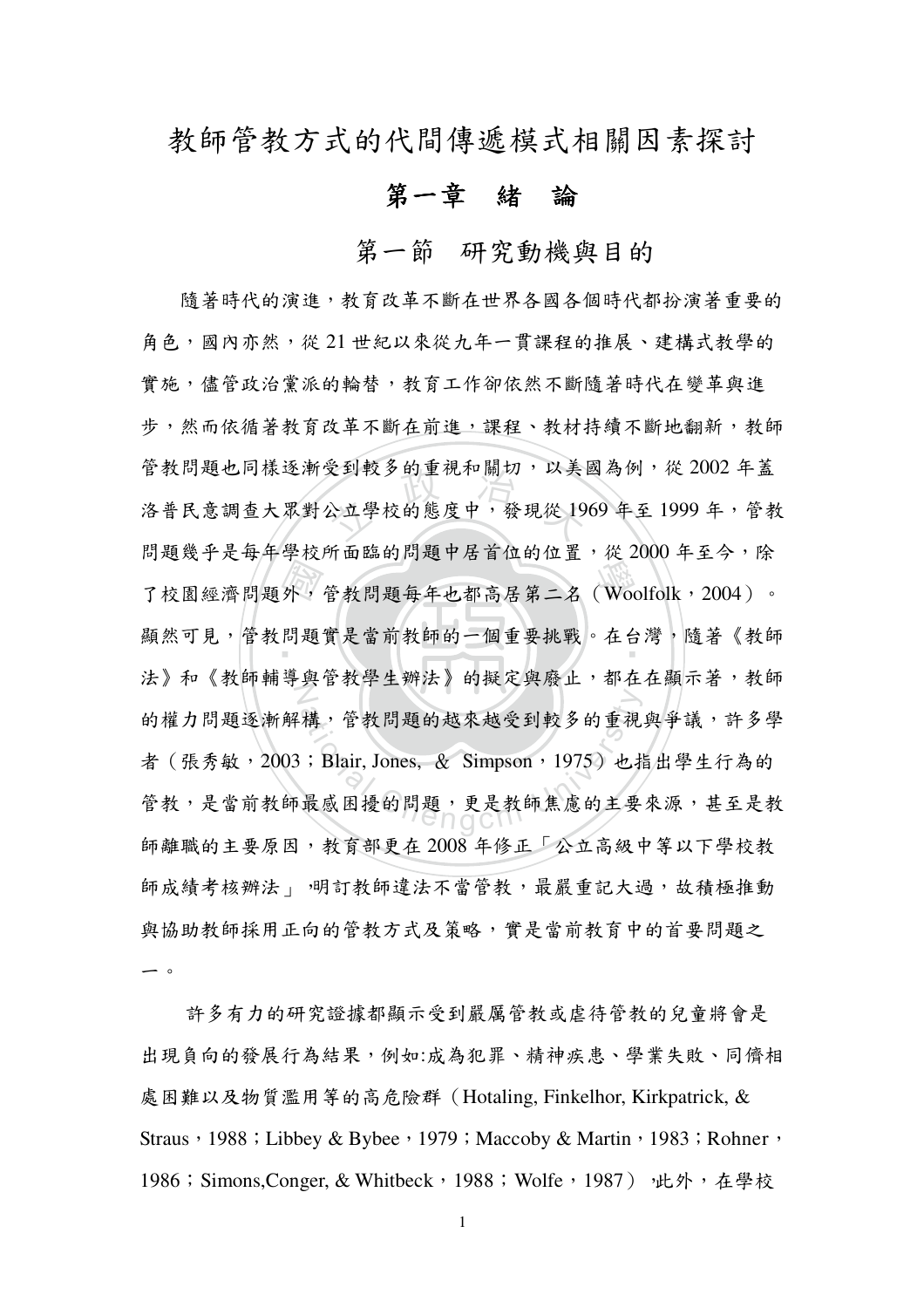# 教師管教方式的代間傳遞模式相關因素探討

## 第一章　緒　論

### 第一節　研究動機與目的

隨著時代的演進，教育改革不斷在世界各國各個時代都扮演著重要的角色，國內亦然，從 21 世紀以來從九年一貫課程的推展、建構式教學的實施，儘管政治黨派的輪替，教育工作卻依然不斷隨著時代在變革與進步，然而依循著教育改革不斷在前進，課程、教材持續不斷地翻新，教師管教問題也同樣逐漸受到較多的重視和關切，以美國為例，從 2002 年蓋洛普民意調查大眾對公立學校的態度中，發現從 1969 年至 1999 年，管教問題幾乎是每年學校所面臨的問題中居首位的位置，從 2000 年至今，除了校園經濟問題外，管教問題每年也都高居第二名（Woolfolk，2004）。顯然可見，管教問題實是當前教師的一個重要挑戰。在台灣，隨著《教師法》和《教師輔導與管教學生辦法》的擬定與廢止，都在在顯示著，教師的權力問題逐漸解構，管教問題的越來越受到較多的重視與爭議，許多學者（張秀敏，2003；Blair, Jones, ＆ Simpson，1975）也指出學生行為的管教，是當前教師最感困擾的問題，更是教師焦慮的主要來源，甚至是教師離職的主要原因，教育部更在 2008 年修正「公立高級中等以下學校教師成績考核辦法」，明訂教師違法不當管教，最嚴重記大過，故積極推動與協助教師採用正向的管教方式及策略，實是當前教育中的首要問題之一。

許多有力的研究證據都顯示受到嚴厲管教或虐待管教的兒童將會是出現負向的發展行為結果，例如:成為犯罪、精神疾患、學業失敗、同儕相處困難以及物質濫用等的高危險群（Hotaling, Finkelhor, Kirkpatrick, & Straus，1988；Libbey & Bybee，1979；Maccoby & Martin，1983；Rohner，1986；Simons,Conger, & Whitbeck，1988；Wolfe，1987），此外，在學校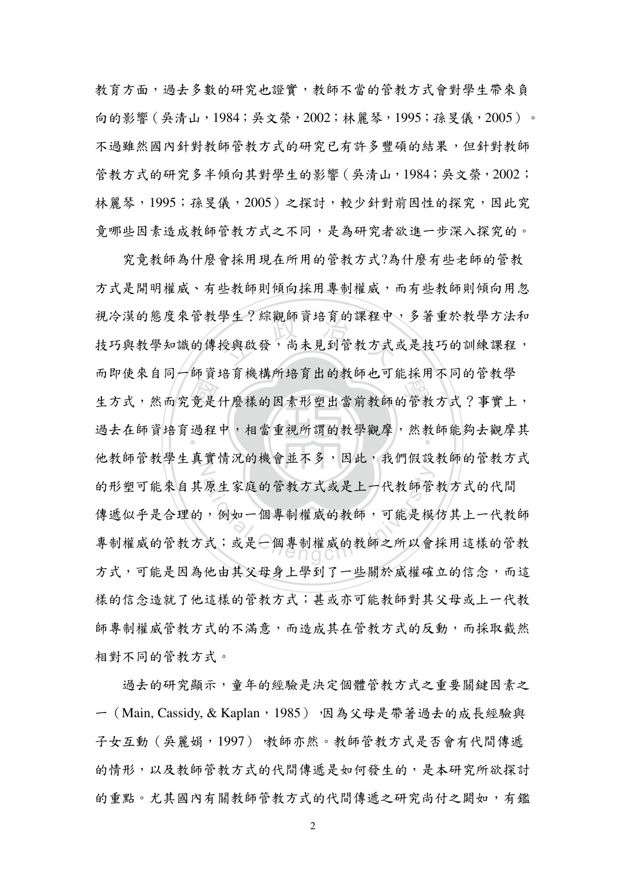教育方面，過去多數的研究也證實，教師不當的管教方式會對學生帶來負向的影響（吳清山，1984；吳文榮，2002；林麗琴，1995；孫旻儀，2005）。不過雖然國內針對教師管教方式的研究已有許多豐碩的結果，但針對教師管教方式的研究多半傾向其對學生的影響（吳清山，1984；吳文榮，2002；林麗琴，1995；孫旻儀，2005）之探討，較少針對前因性的探究，因此究竟哪些因素造成教師管教方式之不同，是為研究者欲進一步深入探究的。

究竟教師為什麼會採用現在所用的管教方式?為什麼有些老師的管教方式是開明權威、有些教師則傾向採用專制權威，而有些教師則傾向用忽視冷漠的態度來管教學生？綜觀師資培育的課程中，多著重於教學方法和技巧與教學知識的傳授與啟發，尚未見到管教方式或是技巧的訓練課程，而即使來自同一師資培育機構所培育出的教師也可能採用不同的管教學生方式，然而究竟是什麼樣的因素形塑出當前教師的管教方式？事實上，過去在師資培育過程中，相當重視所謂的教學觀摩，然教師能夠去觀摩其他教師管教學生真實情況的機會並不多，因此，我們假設教師的管教方式的形塑可能來自其原生家庭的管教方式或是上一代教師管教方式的代間傳遞似乎是合理的，例如一個專制權威的教師，可能是模仿其上一代教師專制權威的管教方式；或是一個專制權威的教師之所以會採用這樣的管教方式，可能是因為他由其父母身上學到了一些關於威權確立的信念，而這樣的信念造就了他這樣的管教方式；甚或亦可能教師對其父母或上一代教師專制權威管教方式的不滿意，而造成其在管教方式的反動，而採取截然相對不同的管教方式。

過去的研究顯示，童年的經驗是決定個體管教方式之重要關鍵因素之一（Main, Cassidy, & Kaplan，1985），因為父母是帶著過去的成長經驗與子女互動（吳麗娟，1997），教師亦然。教師管教方式是否會有代間傳遞的情形，以及教師管教方式的代間傳遞是如何發生的，是本研究所欲探討的重點。尤其國內有關教師管教方式的代間傳遞之研究尚付之闕如，有鑑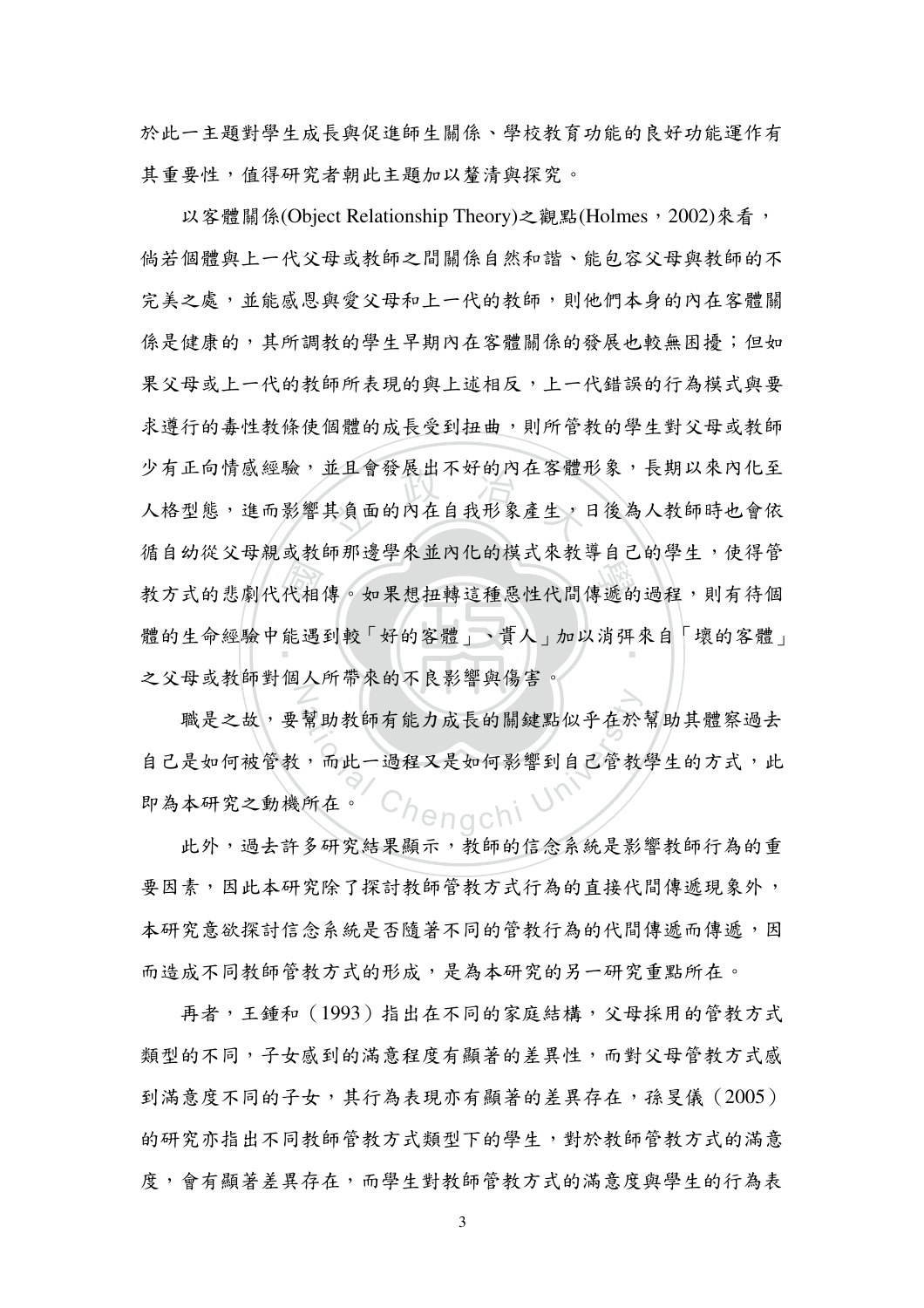於此一主題對學生成長與促進師生關係、學校教育功能的良好功能運作有其重要性，值得研究者朝此主題加以釐清與探究。

以客體關係(Object Relationship Theory)之觀點(Holmes，2002)來看，倘若個體與上一代父母或教師之間關係自然和諧、能包容父母與教師的不完美之處，並能感恩與愛父母和上一代的教師，則他們本身的內在客體關係是健康的，其所調教的學生早期內在客體關係的發展也較無困擾；但如果父母或上一代的教師所表現的與上述相反，上一代錯誤的行為模式與要求遵行的毒性教條使個體的成長受到扭曲，則所管教的學生對父母或教師少有正向情感經驗，並且會發展出不好的內在客體形象，長期以來內化至人格型態，進而影響其負面的內在自我形象產生，日後為人教師時也會依循自幼從父母親或教師那邊學來並內化的模式來教導自己的學生，使得管教方式的悲劇代代相傳。如果想扭轉這種惡性代間傳遞的過程，則有待個體的生命經驗中能遇到較「好的客體」、貴人」加以消弭來自「壞的客體」之父母或教師對個人所帶來的不良影響與傷害。

職是之故，要幫助教師有能力成長的關鍵點似乎在於幫助其體察過去自己是如何被管教，而此一過程又是如何影響到自己管教學生的方式，此即為本研究之動機所在。

此外，過去許多研究結果顯示，教師的信念系統是影響教師行為的重要因素，因此本研究除了探討教師管教方式行為的直接代間傳遞現象外，本研究意欲探討信念系統是否隨著不同的管教行為的代間傳遞而傳遞，因而造成不同教師管教方式的形成，是為本研究的另一研究重點所在。

再者，王鍾和（1993）指出在不同的家庭結構，父母採用的管教方式類型的不同，子女感到的滿意程度有顯著的差異性，而對父母管教方式感到滿意度不同的子女，其行為表現亦有顯著的差異存在，孫旻儀（2005）的研究亦指出不同教師管教方式類型下的學生，對於教師管教方式的滿意度，會有顯著差異存在，而學生對教師管教方式的滿意度與學生的行為表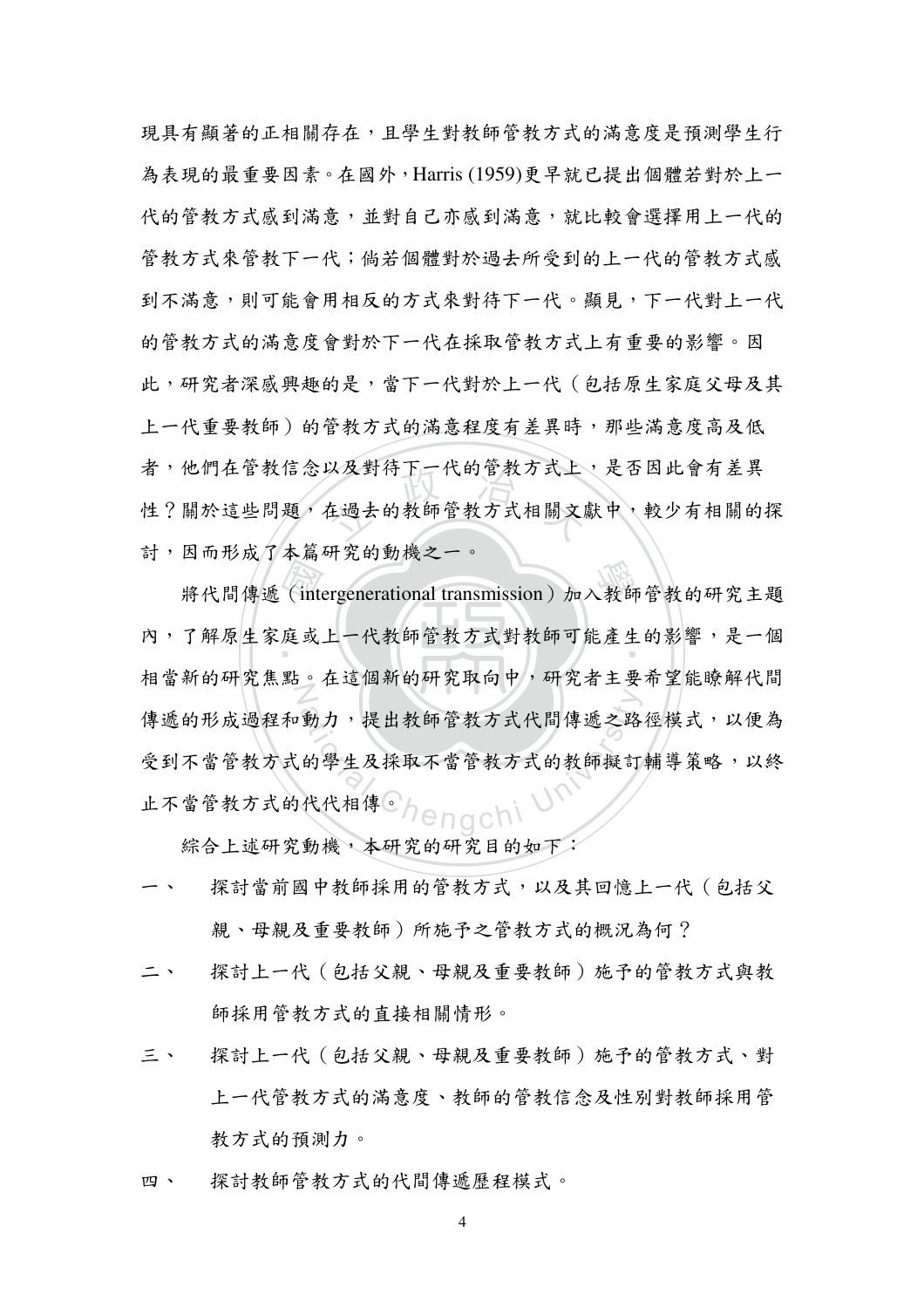現具有顯著的正相關存在，且學生對教師管教方式的滿意度是預測學生行為表現的最重要因素。在國外，Harris (1959)更早就已提出個體若對於上一代的管教方式感到滿意，並對自己亦感到滿意，就比較會選擇用上一代的管教方式來管教下一代；倘若個體對於過去所受到的上一代的管教方式感到不滿意，則可能會用相反的方式來對待下一代。顯見，下一代對上一代的管教方式的滿意度會對於下一代在採取管教方式上有重要的影響。因此，研究者深感興趣的是，當下一代對於上一代（包括原生家庭父母及其上一代重要教師）的管教方式的滿意程度有差異時，那些滿意度高及低者，他們在管教信念以及對待下一代的管教方式上，是否因此會有差異性？關於這些問題，在過去的教師管教方式相關文獻中，較少有相關的探討，因而形成了本篇研究的動機之一。

將代間傳遞（intergenerational transmission）加入教師管教的研究主題內，了解原生家庭或上一代教師管教方式對教師可能產生的影響，是一個相當新的研究焦點。在這個新的研究取向中，研究者主要希望能瞭解代間傳遞的形成過程和動力，提出教師管教方式代間傳遞之路徑模式，以便為受到不當管教方式的學生及採取不當管教方式的教師擬訂輔導策略，以終止不當管教方式的代代相傳。

綜合上述研究動機，本研究的研究目的如下：

一、 探討當前國中教師採用的管教方式，以及其回憶上一代（包括父親、母親及重要教師）所施予之管教方式的概況為何？

二、 探討上一代（包括父親、母親及重要教師）施予的管教方式與教師採用管教方式的直接相關情形。

三、 探討上一代（包括父親、母親及重要教師）施予的管教方式、對上一代管教方式的滿意度、教師的管教信念及性別對教師採用管教方式的預測力。

四、 探討教師管教方式的代間傳遞歷程模式。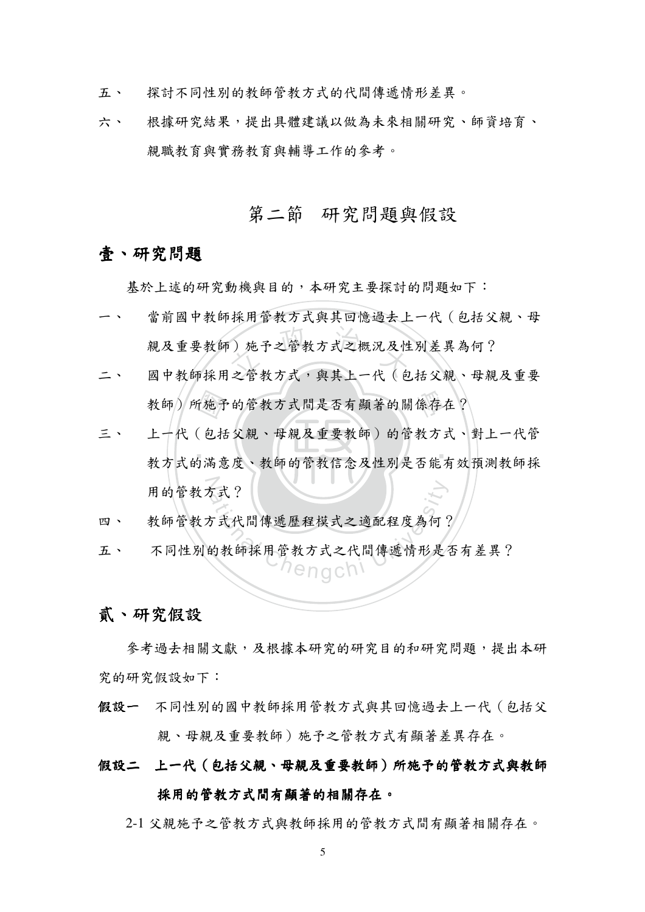五、　探討不同性別的教師管教方式的代間傳遞情形差異。

六、　根據研究結果，提出具體建議以做為未來相關研究、師資培育、親職教育與實務教育與輔導工作的參考。

## 第二節　研究問題與假設

### 壹、研究問題

基於上述的研究動機與目的，本研究主要探討的問題如下：

一、　當前國中教師採用管教方式與其回憶過去上一代（包括父親、母親及重要教師）施予之管教方式之概況及性別差異為何？

二、　國中教師採用之管教方式，與其上一代（包括父親、母親及重要教師）所施予的管教方式間是否有顯著的關係存在？

三、　上一代（包括父親、母親及重要教師）的管教方式、對上一代管教方式的滿意度、教師的管教信念及性別是否能有效預測教師採用的管教方式？

四、　教師管教方式代間傳遞歷程模式之適配程度為何？

五、　不同性別的教師採用管教方式之代間傳遞情形是否有差異？

### 貳、研究假設

參考過去相關文獻，及根據本研究的研究目的和研究問題，提出本研究的研究假設如下：

**假設一**　不同性別的國中教師採用管教方式與其回憶過去上一代（包括父親、母親及重要教師）施予之管教方式有顯著差異存在。

**假設二　上一代（包括父親、母親及重要教師）所施予的管教方式與教師採用的管教方式間有顯著的相關存在。**

2-1 父親施予之管教方式與教師採用的管教方式間有顯著相關存在。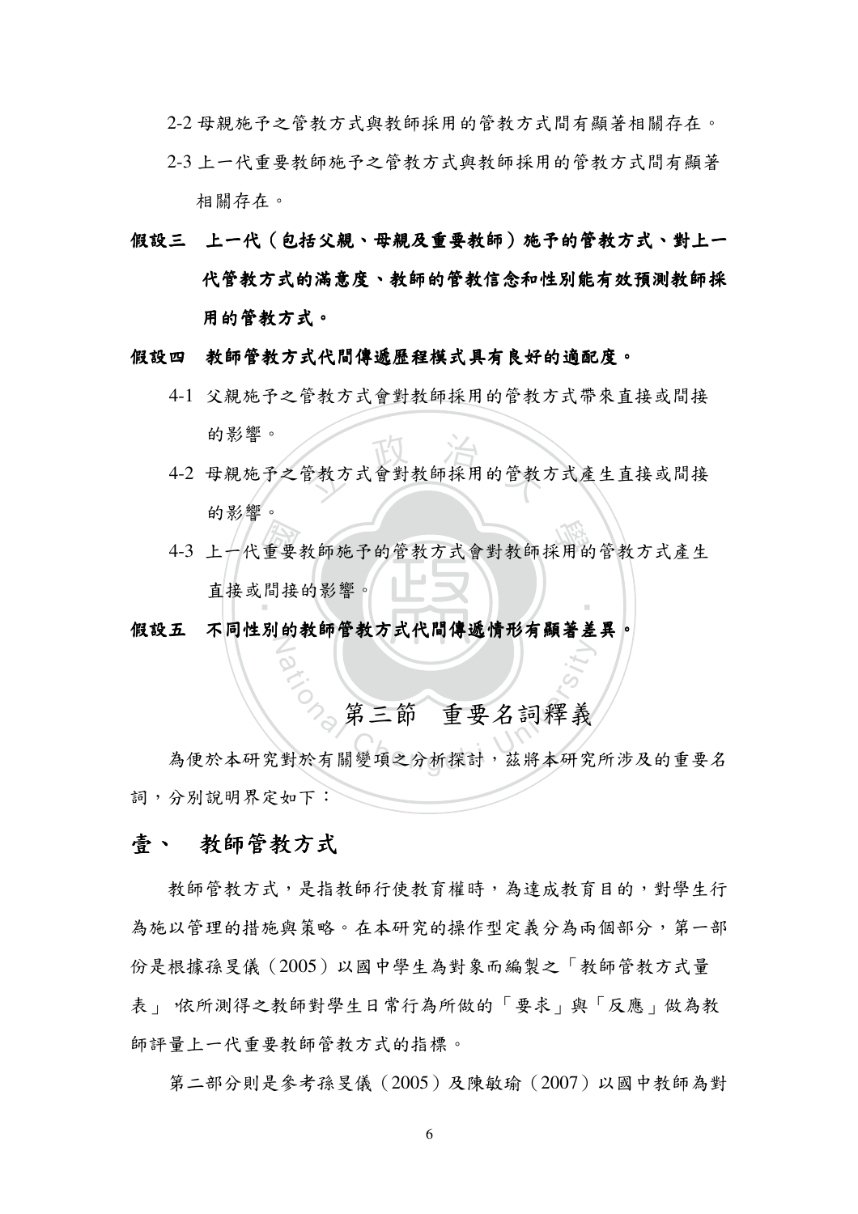2-2 母親施予之管教方式與教師採用的管教方式間有顯著相關存在。

2-3 上一代重要教師施予之管教方式與教師採用的管教方式間有顯著相關存在。

**假設三　上一代（包括父親、母親及重要教師）施予的管教方式、對上一代管教方式的滿意度、教師的管教信念和性別能有效預測教師採用的管教方式。**

**假設四　教師管教方式代間傳遞歷程模式具有良好的適配度。**

4-1 父親施予之管教方式會對教師採用的管教方式帶來直接或間接的影響。

4-2 母親施予之管教方式會對教師採用的管教方式產生直接或間接的影響。

4-3 上一代重要教師施予的管教方式會對教師採用的管教方式產生直接或間接的影響。

**假設五　不同性別的教師管教方式代間傳遞情形有顯著差異。**

## 第三節　重要名詞釋義

為便於本研究對於有關變項之分析探討，茲將本研究所涉及的重要名詞，分別說明界定如下：

### 壹、　教師管教方式

教師管教方式，是指教師行使教育權時，為達成教育目的，對學生行為施以管理的措施與策略。在本研究的操作型定義分為兩個部分，第一部份是根據孫旻儀（2005）以國中學生為對象而編製之「教師管教方式量表」，依所測得之教師對學生日常行為所做的「要求」與「反應」做為教師評量上一代重要教師管教方式的指標。

第二部分則是參考孫旻儀（2005）及陳敏瑜（2007）以國中教師為對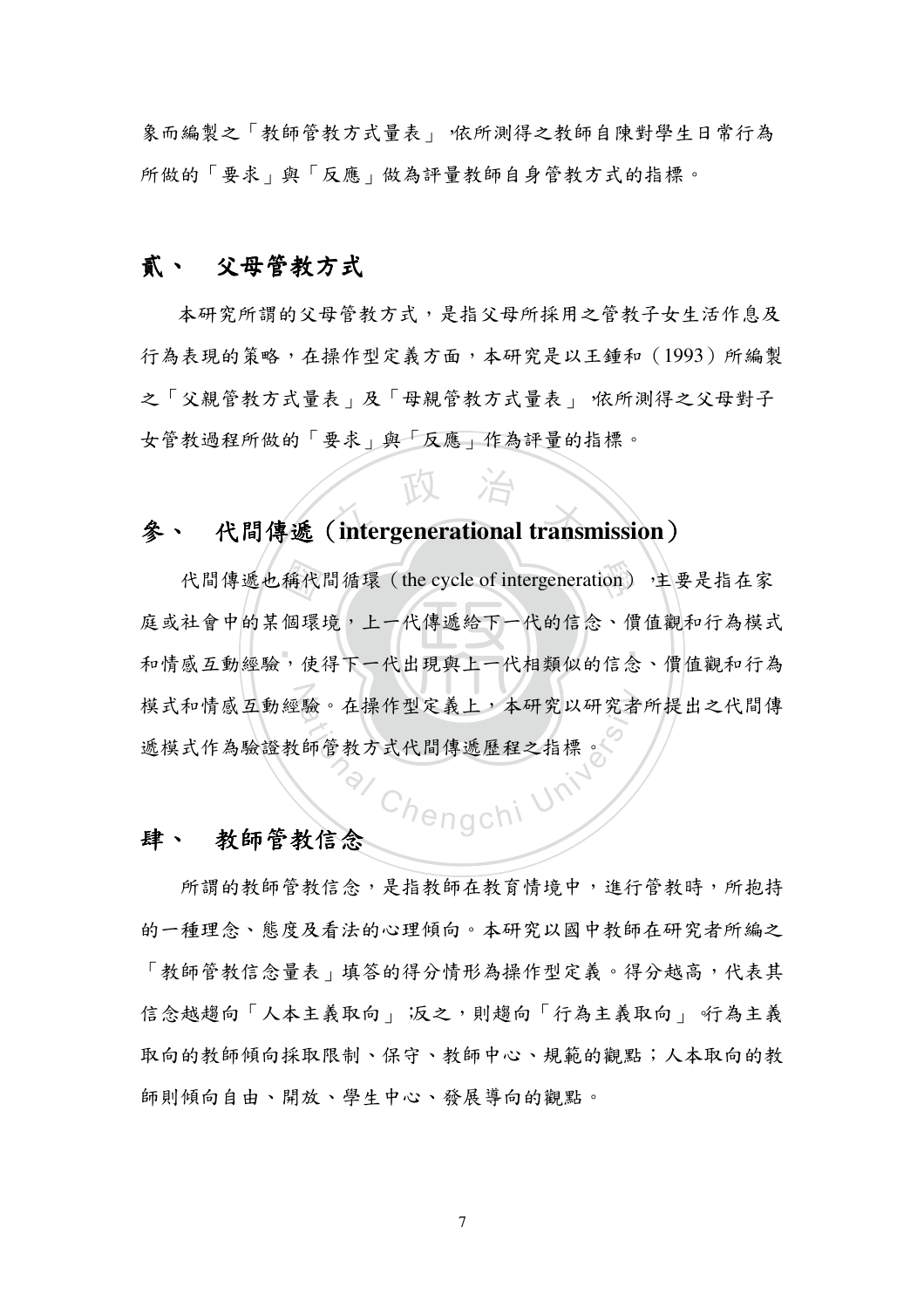象而編製之「教師管教方式量表」，依所測得之教師自陳對學生日常行為所做的「要求」與「反應」做為評量教師自身管教方式的指標。

## 貳、 父母管教方式

本研究所謂的父母管教方式，是指父母所採用之管教子女生活作息及行為表現的策略，在操作型定義方面，本研究是以王鍾和（1993）所編製之「父親管教方式量表」及「母親管教方式量表」，依所測得之父母對子女管教過程所做的「要求」與「反應」作為評量的指標。

## 參、 代間傳遞（**intergenerational transmission**）

代間傳遞也稱代間循環（the cycle of intergeneration），主要是指在家庭或社會中的某個環境，上一代傳遞給下一代的信念、價值觀和行為模式和情感互動經驗，使得下一代出現與上一代相類似的信念、價值觀和行為模式和情感互動經驗。在操作型定義上，本研究以研究者所提出之代間傳遞模式作為驗證教師管教方式代間傳遞歷程之指標。

## 肆、 教師管教信念

所謂的教師管教信念，是指教師在教育情境中，進行管教時，所抱持的一種理念、態度及看法的心理傾向。本研究以國中教師在研究者所編之「教師管教信念量表」填答的得分情形為操作型定義。得分越高，代表其信念越趨向「人本主義取向」；反之，則趨向「行為主義取向」。行為主義取向的教師傾向採取限制、保守、教師中心、規範的觀點；人本取向的教師則傾向自由、開放、學生中心、發展導向的觀點。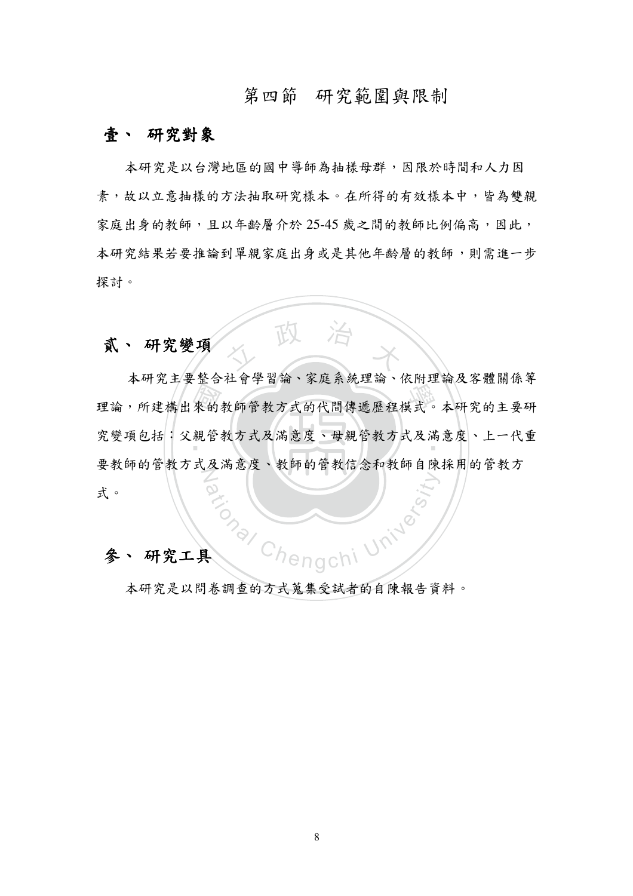## 第四節　研究範圍與限制

### 壹、 研究對象

本研究是以台灣地區的國中導師為抽樣母群，因限於時間和人力因素，故以立意抽樣的方法抽取研究樣本。在所得的有效樣本中，皆為雙親家庭出身的教師，且以年齡層介於 25-45 歲之間的教師比例偏高，因此，本研究結果若要推論到單親家庭出身或是其他年齡層的教師，則需進一步探討。

### 貳、 研究變項

本研究主要整合社會學習論、家庭系統理論、依附理論及客體關係等理論，所建構出來的教師管教方式的代間傳遞歷程模式。本研究的主要研究變項包括：父親管教方式及滿意度、母親管教方式及滿意度、上一代重要教師的管教方式及滿意度、教師的管教信念和教師自陳採用的管教方式。

### 參、 研究工具

本研究是以問卷調查的方式蒐集受試者的自陳報告資料。